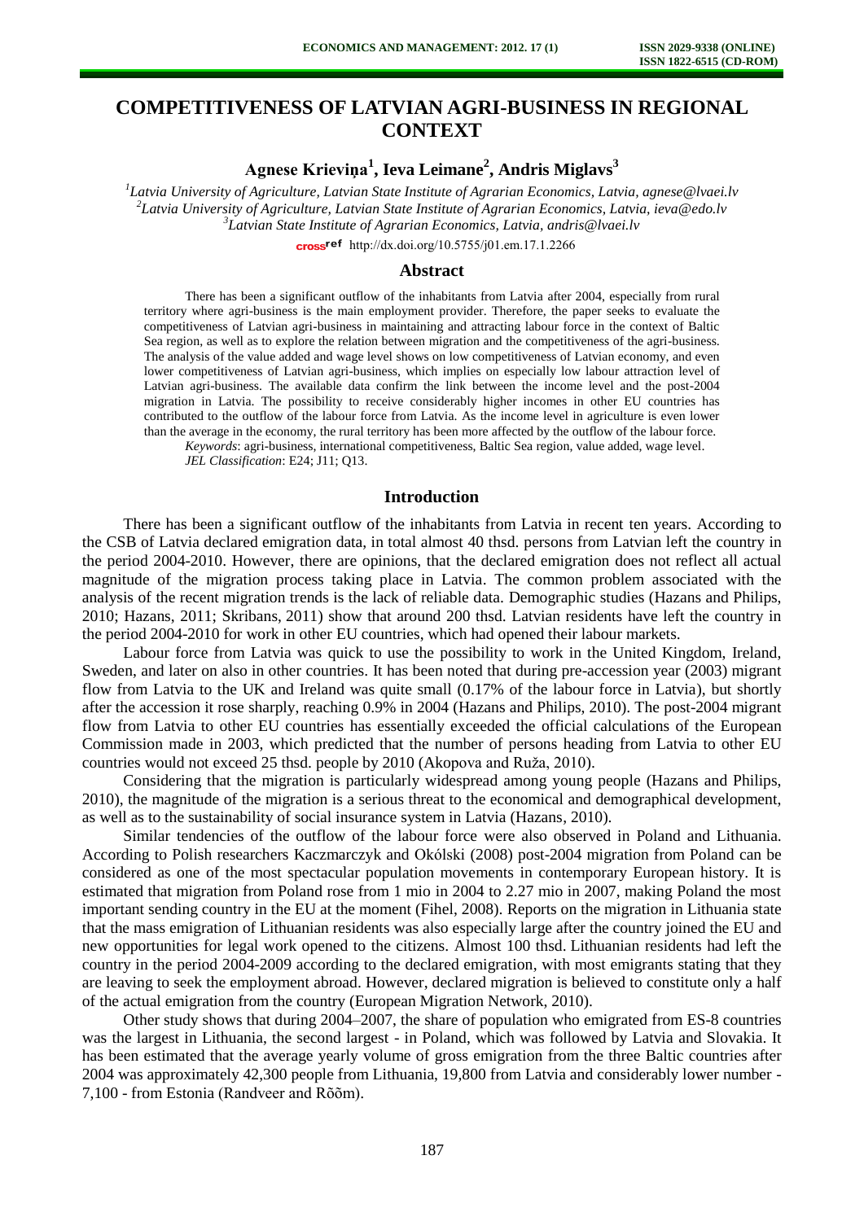# COMPETITIVENESS OF LATVIAN AGRI-BUSINESS IN REGIONAL CONTEXT

**Agnese Krieviņa[1], Ieva Leimane[2], Andris Miglavs[3]**

[1]*Latvia University of Agriculture, Latvian State Institute of Agrarian Economics, Latvia, agnese@lvaei.lv*
[2]*Latvia University of Agriculture, Latvian State Institute of Agrarian Economics, Latvia, ieva@edo.lv*
[3]*Latvian State Institute of Agrarian Economics, Latvia, andris@lvaei.lv*

http://dx.doi.org/10.5755/j01.em.17.1.2266

## Abstract

There has been a significant outflow of the inhabitants from Latvia after 2004, especially from rural territory where agri-business is the main employment provider. Therefore, the paper seeks to evaluate the competitiveness of Latvian agri-business in maintaining and attracting labour force in the context of Baltic Sea region, as well as to explore the relation between migration and the competitiveness of the agri-business. The analysis of the value added and wage level shows on low competitiveness of Latvian economy, and even lower competitiveness of Latvian agri-business, which implies on especially low labour attraction level of Latvian agri-business. The available data confirm the link between the income level and the post-2004 migration in Latvia. The possibility to receive considerably higher incomes in other EU countries has contributed to the outflow of the labour force from Latvia. As the income level in agriculture is even lower than the average in the economy, the rural territory has been more affected by the outflow of the labour force.

*Keywords*: agri-business, international competitiveness, Baltic Sea region, value added, wage level.

*JEL Classification*: E24; J11; Q13.

## Introduction

There has been a significant outflow of the inhabitants from Latvia in recent ten years. According to the CSB of Latvia declared emigration data, in total almost 40 thsd. persons from Latvian left the country in the period 2004-2010. However, there are opinions, that the declared emigration does not reflect all actual magnitude of the migration process taking place in Latvia. The common problem associated with the analysis of the recent migration trends is the lack of reliable data. Demographic studies (Hazans and Philips, 2010; Hazans, 2011; Skribans, 2011) show that around 200 thsd. Latvian residents have left the country in the period 2004-2010 for work in other EU countries, which had opened their labour markets.

Labour force from Latvia was quick to use the possibility to work in the United Kingdom, Ireland, Sweden, and later on also in other countries. It has been noted that during pre-accession year (2003) migrant flow from Latvia to the UK and Ireland was quite small (0.17% of the labour force in Latvia), but shortly after the accession it rose sharply, reaching 0.9% in 2004 (Hazans and Philips, 2010). The post-2004 migrant flow from Latvia to other EU countries has essentially exceeded the official calculations of the European Commission made in 2003, which predicted that the number of persons heading from Latvia to other EU countries would not exceed 25 thsd. people by 2010 (Akopova and Ruža, 2010).

Considering that the migration is particularly widespread among young people (Hazans and Philips, 2010), the magnitude of the migration is a serious threat to the economical and demographical development, as well as to the sustainability of social insurance system in Latvia (Hazans, 2010).

Similar tendencies of the outflow of the labour force were also observed in Poland and Lithuania. According to Polish researchers Kaczmarczyk and Okólski (2008) post-2004 migration from Poland can be considered as one of the most spectacular population movements in contemporary European history. It is estimated that migration from Poland rose from 1 mio in 2004 to 2.27 mio in 2007, making Poland the most important sending country in the EU at the moment (Fihel, 2008). Reports on the migration in Lithuania state that the mass emigration of Lithuanian residents was also especially large after the country joined the EU and new opportunities for legal work opened to the citizens. Almost 100 thsd. Lithuanian residents had left the country in the period 2004-2009 according to the declared emigration, with most emigrants stating that they are leaving to seek the employment abroad. However, declared migration is believed to constitute only a half of the actual emigration from the country (European Migration Network, 2010).

Other study shows that during 2004–2007, the share of population who emigrated from ES-8 countries was the largest in Lithuania, the second largest - in Poland, which was followed by Latvia and Slovakia. It has been estimated that the average yearly volume of gross emigration from the three Baltic countries after 2004 was approximately 42,300 people from Lithuania, 19,800 from Latvia and considerably lower number - 7,100 - from Estonia (Randveer and Rõõm).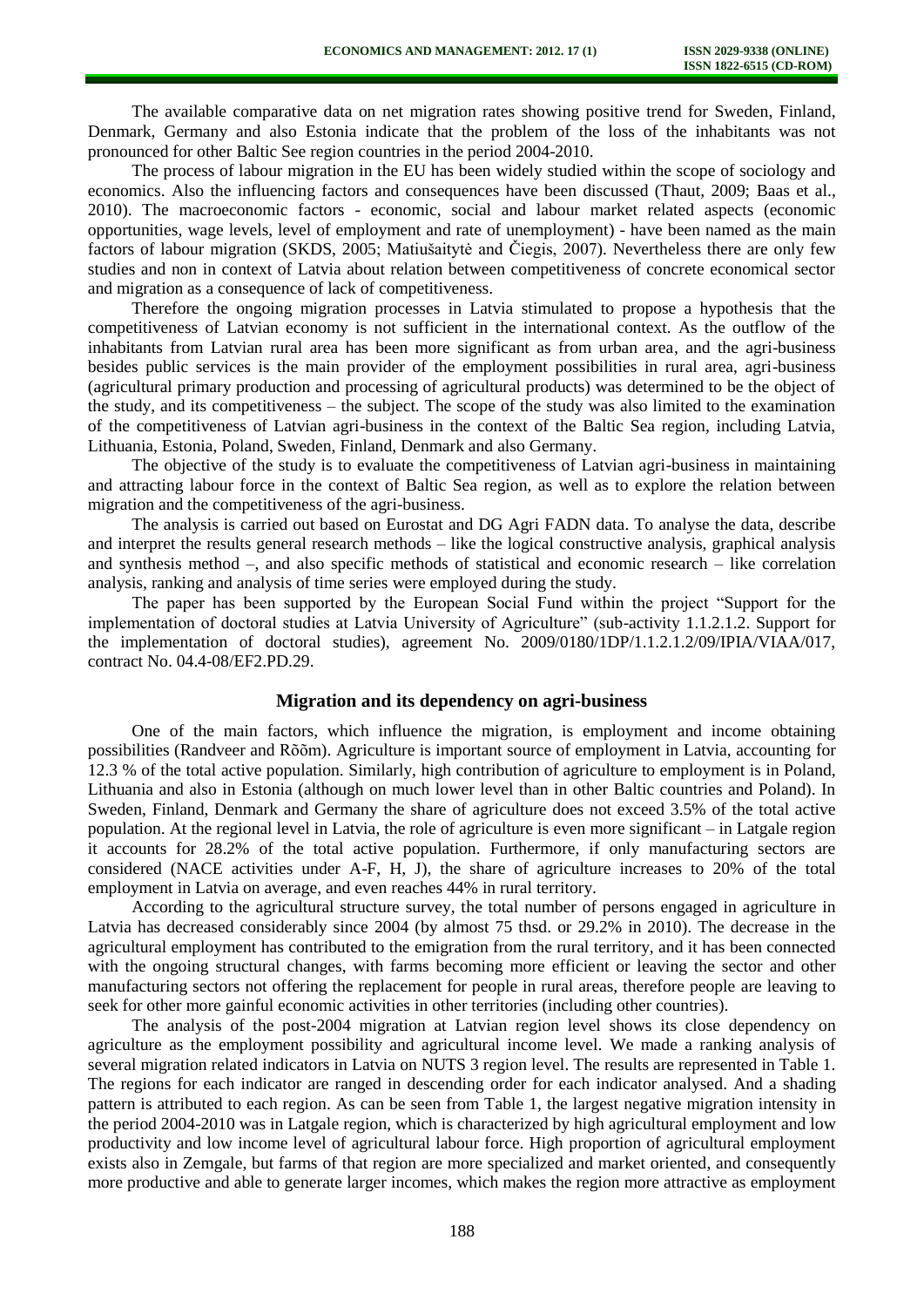The available comparative data on net migration rates showing positive trend for Sweden, Finland, Denmark, Germany and also Estonia indicate that the problem of the loss of the inhabitants was not pronounced for other Baltic See region countries in the period 2004-2010.

The process of labour migration in the EU has been widely studied within the scope of sociology and economics. Also the influencing factors and consequences have been discussed (Thaut, 2009; Baas et al., 2010). The macroeconomic factors - economic, social and labour market related aspects (economic opportunities, wage levels, level of employment and rate of unemployment) - have been named as the main factors of labour migration (SKDS, 2005; Matiušaitytė and Čiegis, 2007). Nevertheless there are only few studies and non in context of Latvia about relation between competitiveness of concrete economical sector and migration as a consequence of lack of competitiveness.

Therefore the ongoing migration processes in Latvia stimulated to propose a hypothesis that the competitiveness of Latvian economy is not sufficient in the international context. As the outflow of the inhabitants from Latvian rural area has been more significant as from urban area, and the agri-business besides public services is the main provider of the employment possibilities in rural area, agri-business (agricultural primary production and processing of agricultural products) was determined to be the object of the study, and its competitiveness – the subject. The scope of the study was also limited to the examination of the competitiveness of Latvian agri-business in the context of the Baltic Sea region, including Latvia, Lithuania, Estonia, Poland, Sweden, Finland, Denmark and also Germany.

The objective of the study is to evaluate the competitiveness of Latvian agri-business in maintaining and attracting labour force in the context of Baltic Sea region, as well as to explore the relation between migration and the competitiveness of the agri-business.

The analysis is carried out based on Eurostat and DG Agri FADN data. To analyse the data, describe and interpret the results general research methods – like the logical constructive analysis, graphical analysis and synthesis method –, and also specific methods of statistical and economic research – like correlation analysis, ranking and analysis of time series were employed during the study.

The paper has been supported by the European Social Fund within the project "Support for the implementation of doctoral studies at Latvia University of Agriculture" (sub-activity 1.1.2.1.2. Support for the implementation of doctoral studies), agreement No. 2009/0180/1DP/1.1.2.1.2/09/IPIA/VIAA/017, contract No. 04.4-08/EF2.PD.29.

## Migration and its dependency on agri-business

One of the main factors, which influence the migration, is employment and income obtaining possibilities (Randveer and Rõõm). Agriculture is important source of employment in Latvia, accounting for 12.3 % of the total active population. Similarly, high contribution of agriculture to employment is in Poland, Lithuania and also in Estonia (although on much lower level than in other Baltic countries and Poland). In Sweden, Finland, Denmark and Germany the share of agriculture does not exceed 3.5% of the total active population. At the regional level in Latvia, the role of agriculture is even more significant – in Latgale region it accounts for 28.2% of the total active population. Furthermore, if only manufacturing sectors are considered (NACE activities under A-F, H, J), the share of agriculture increases to 20% of the total employment in Latvia on average, and even reaches 44% in rural territory.

According to the agricultural structure survey, the total number of persons engaged in agriculture in Latvia has decreased considerably since 2004 (by almost 75 thsd. or 29.2% in 2010). The decrease in the agricultural employment has contributed to the emigration from the rural territory, and it has been connected with the ongoing structural changes, with farms becoming more efficient or leaving the sector and other manufacturing sectors not offering the replacement for people in rural areas, therefore people are leaving to seek for other more gainful economic activities in other territories (including other countries).

The analysis of the post-2004 migration at Latvian region level shows its close dependency on agriculture as the employment possibility and agricultural income level. We made a ranking analysis of several migration related indicators in Latvia on NUTS 3 region level. The results are represented in Table 1. The regions for each indicator are ranged in descending order for each indicator analysed. And a shading pattern is attributed to each region. As can be seen from Table 1, the largest negative migration intensity in the period 2004-2010 was in Latgale region, which is characterized by high agricultural employment and low productivity and low income level of agricultural labour force. High proportion of agricultural employment exists also in Zemgale, but farms of that region are more specialized and market oriented, and consequently more productive and able to generate larger incomes, which makes the region more attractive as employment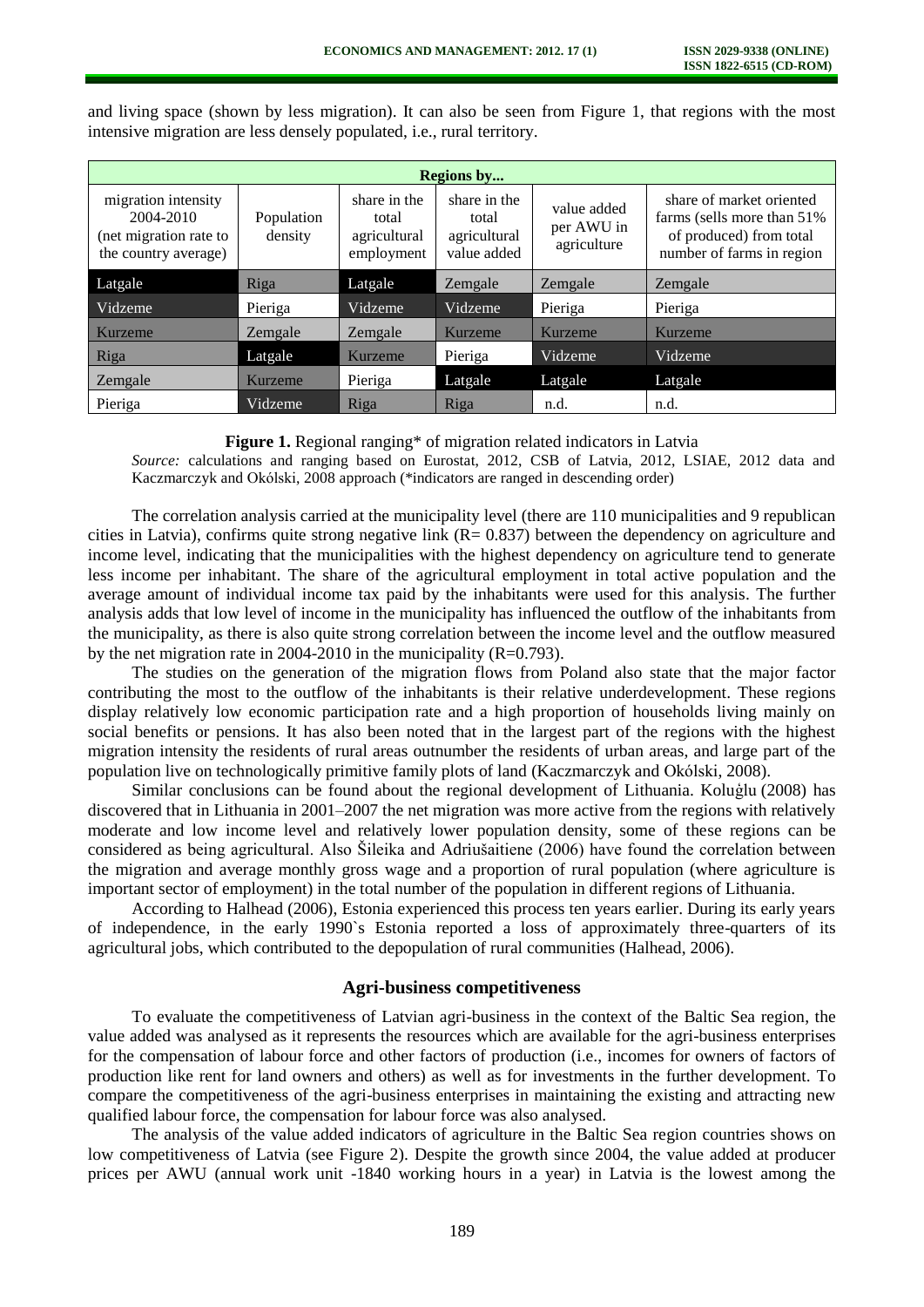and living space (shown by less migration). It can also be seen from Figure 1, that regions with the most intensive migration are less densely populated, i.e., rural territory.

| Regions by... | | | | | |
|---|---|---|---|---|---|
| migration intensity 2004-2010 (net migration rate to the country average) | Population density | share in the total agricultural employment | share in the total agricultural value added | value added per AWU in agriculture | share of market oriented farms (sells more than 51% of produced) from total number of farms in region |
| Latgale | Riga | Latgale | Zemgale | Zemgale | Zemgale |
| Vidzeme | Pieriga | Vidzeme | Vidzeme | Pieriga | Pieriga |
| Kurzeme | Zemgale | Zemgale | Kurzeme | Kurzeme | Kurzeme |
| Riga | Latgale | Kurzeme | Pieriga | Vidzeme | Vidzeme |
| Zemgale | Kurzeme | Pieriga | Latgale | Latgale | Latgale |
| Pieriga | Vidzeme | Riga | Riga | n.d. | n.d. |

**Figure 1.** Regional ranging* of migration related indicators in Latvia

*Source:* calculations and ranging based on Eurostat, 2012, CSB of Latvia, 2012, LSIAE, 2012 data and Kaczmarczyk and Okólski, 2008 approach (*indicators are ranged in descending order)

The correlation analysis carried at the municipality level (there are 110 municipalities and 9 republican cities in Latvia), confirms quite strong negative link (R= 0.837) between the dependency on agriculture and income level, indicating that the municipalities with the highest dependency on agriculture tend to generate less income per inhabitant. The share of the agricultural employment in total active population and the average amount of individual income tax paid by the inhabitants were used for this analysis. The further analysis adds that low level of income in the municipality has influenced the outflow of the inhabitants from the municipality, as there is also quite strong correlation between the income level and the outflow measured by the net migration rate in 2004-2010 in the municipality (R=0.793).

The studies on the generation of the migration flows from Poland also state that the major factor contributing the most to the outflow of the inhabitants is their relative underdevelopment. These regions display relatively low economic participation rate and a high proportion of households living mainly on social benefits or pensions. It has also been noted that in the largest part of the regions with the highest migration intensity the residents of rural areas outnumber the residents of urban areas, and large part of the population live on technologically primitive family plots of land (Kaczmarczyk and Okólski, 2008).

Similar conclusions can be found about the regional development of Lithuania. Koluģlu (2008) has discovered that in Lithuania in 2001–2007 the net migration was more active from the regions with relatively moderate and low income level and relatively lower population density, some of these regions can be considered as being agricultural. Also Šileika and Adriušaitiene (2006) have found the correlation between the migration and average monthly gross wage and a proportion of rural population (where agriculture is important sector of employment) in the total number of the population in different regions of Lithuania.

According to Halhead (2006), Estonia experienced this process ten years earlier. During its early years of independence, in the early 1990`s Estonia reported a loss of approximately three-quarters of its agricultural jobs, which contributed to the depopulation of rural communities (Halhead, 2006).

## Agri-business competitiveness

To evaluate the competitiveness of Latvian agri-business in the context of the Baltic Sea region, the value added was analysed as it represents the resources which are available for the agri-business enterprises for the compensation of labour force and other factors of production (i.e., incomes for owners of factors of production like rent for land owners and others) as well as for investments in the further development. To compare the competitiveness of the agri-business enterprises in maintaining the existing and attracting new qualified labour force, the compensation for labour force was also analysed.

The analysis of the value added indicators of agriculture in the Baltic Sea region countries shows on low competitiveness of Latvia (see Figure 2). Despite the growth since 2004, the value added at producer prices per AWU (annual work unit -1840 working hours in a year) in Latvia is the lowest among the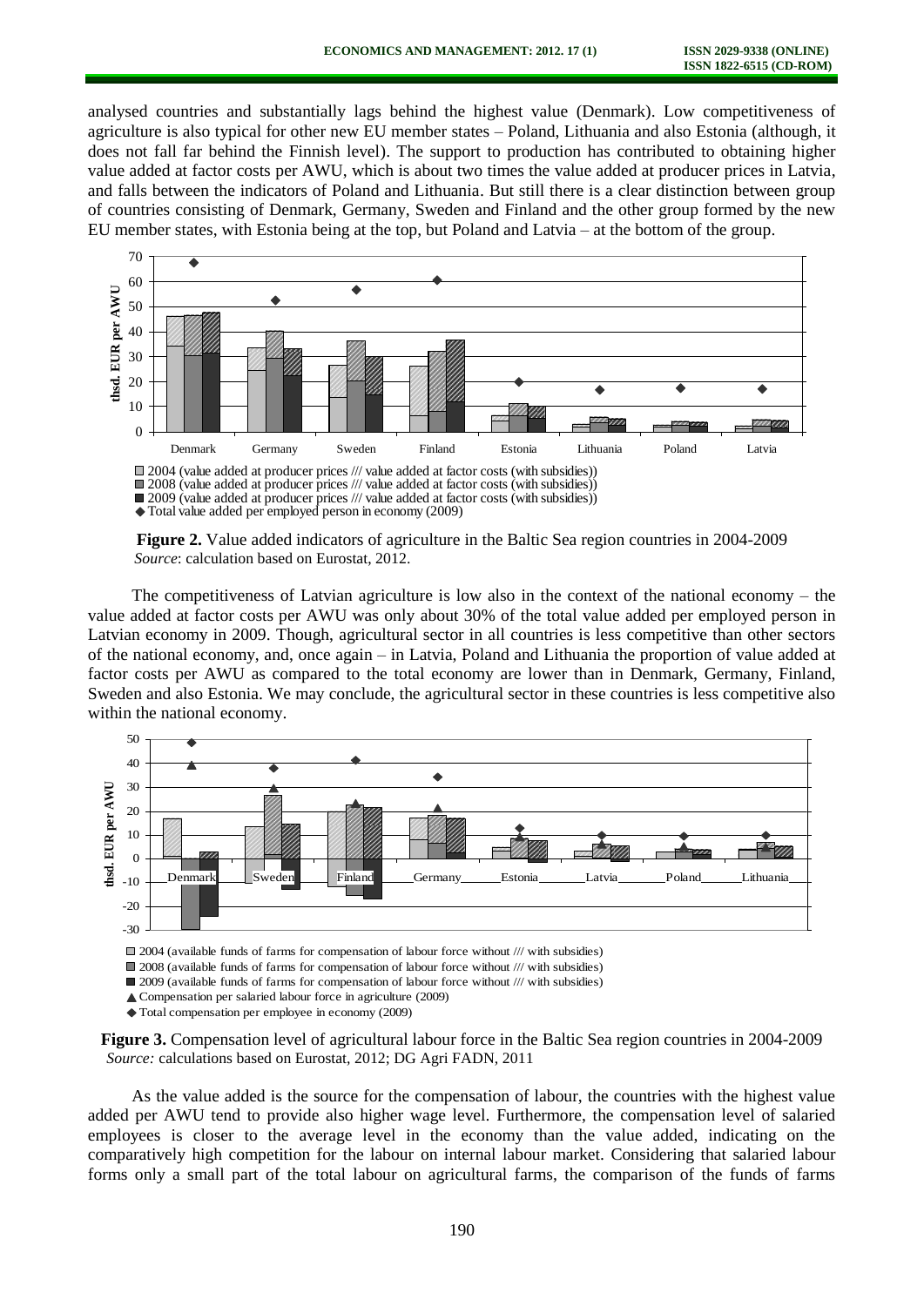analysed countries and substantially lags behind the highest value (Denmark). Low competitiveness of agriculture is also typical for other new EU member states – Poland, Lithuania and also Estonia (although, it does not fall far behind the Finnish level). The support to production has contributed to obtaining higher value added at factor costs per AWU, which is about two times the value added at producer prices in Latvia, and falls between the indicators of Poland and Lithuania. But still there is a clear distinction between group of countries consisting of Denmark, Germany, Sweden and Finland and the other group formed by the new EU member states, with Estonia being at the top, but Poland and Latvia – at the bottom of the group.

**Figure 2.** Value added indicators of agriculture in the Baltic Sea region countries in 2004-2009
*Source*: calculation based on Eurostat, 2012.

The competitiveness of Latvian agriculture is low also in the context of the national economy – the value added at factor costs per AWU was only about 30% of the total value added per employed person in Latvian economy in 2009. Though, agricultural sector in all countries is less competitive than other sectors of the national economy, and, once again – in Latvia, Poland and Lithuania the proportion of value added at factor costs per AWU as compared to the total economy are lower than in Denmark, Germany, Finland, Sweden and also Estonia. We may conclude, the agricultural sector in these countries is less competitive also within the national economy.

**Figure 3.** Compensation level of agricultural labour force in the Baltic Sea region countries in 2004-2009
*Source:* calculations based on Eurostat, 2012; DG Agri FADN, 2011

As the value added is the source for the compensation of labour, the countries with the highest value added per AWU tend to provide also higher wage level. Furthermore, the compensation level of salaried employees is closer to the average level in the economy than the value added, indicating on the comparatively high competition for the labour on internal labour market. Considering that salaried labour forms only a small part of the total labour on agricultural farms, the comparison of the funds of farms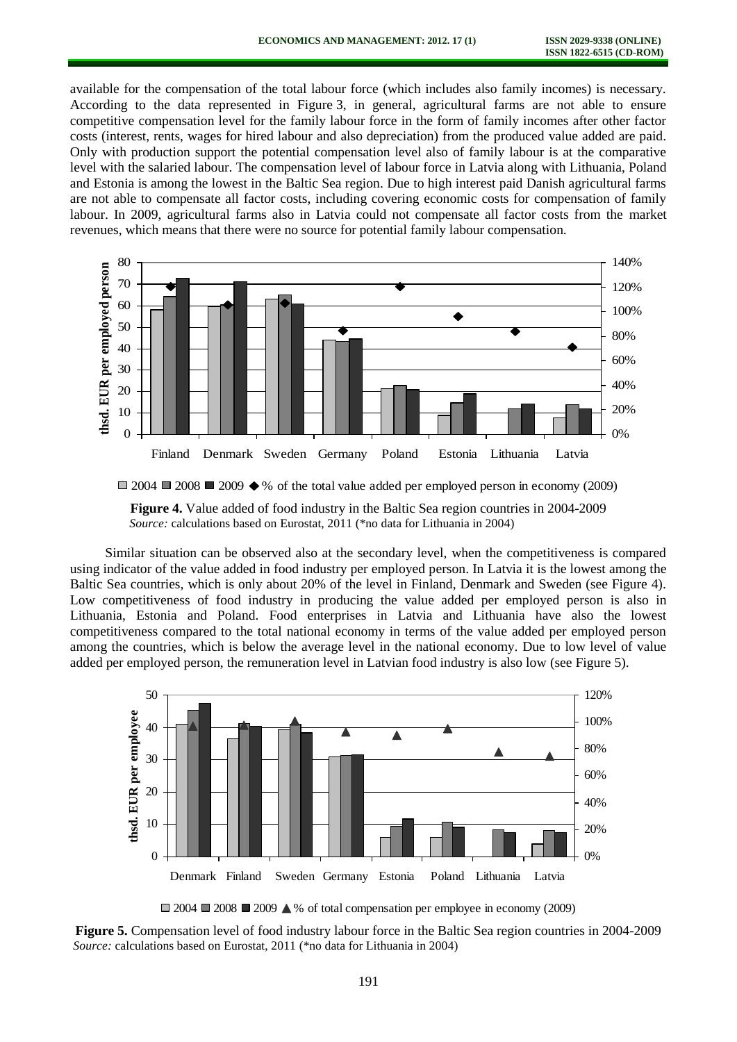available for the compensation of the total labour force (which includes also family incomes) is necessary. According to the data represented in Figure 3, in general, agricultural farms are not able to ensure competitive compensation level for the family labour force in the form of family incomes after other factor costs (interest, rents, wages for hired labour and also depreciation) from the produced value added are paid. Only with production support the potential compensation level also of family labour is at the comparative level with the salaried labour. The compensation level of labour force in Latvia along with Lithuania, Poland and Estonia is among the lowest in the Baltic Sea region. Due to high interest paid Danish agricultural farms are not able to compensate all factor costs, including covering economic costs for compensation of family labour. In 2009, agricultural farms also in Latvia could not compensate all factor costs from the market revenues, which means that there were no source for potential family labour compensation.

**Figure 4.** Value added of food industry in the Baltic Sea region countries in 2004-2009
*Source:* calculations based on Eurostat, 2011 (*no data for Lithuania in 2004)

Similar situation can be observed also at the secondary level, when the competitiveness is compared using indicator of the value added in food industry per employed person. In Latvia it is the lowest among the Baltic Sea countries, which is only about 20% of the level in Finland, Denmark and Sweden (see Figure 4). Low competitiveness of food industry in producing the value added per employed person is also in Lithuania, Estonia and Poland. Food enterprises in Latvia and Lithuania have also the lowest competitiveness compared to the total national economy in terms of the value added per employed person among the countries, which is below the average level in the national economy. Due to low level of value added per employed person, the remuneration level in Latvian food industry is also low (see Figure 5).

**Figure 5.** Compensation level of food industry labour force in the Baltic Sea region countries in 2004-2009
*Source:* calculations based on Eurostat, 2011 (*no data for Lithuania in 2004)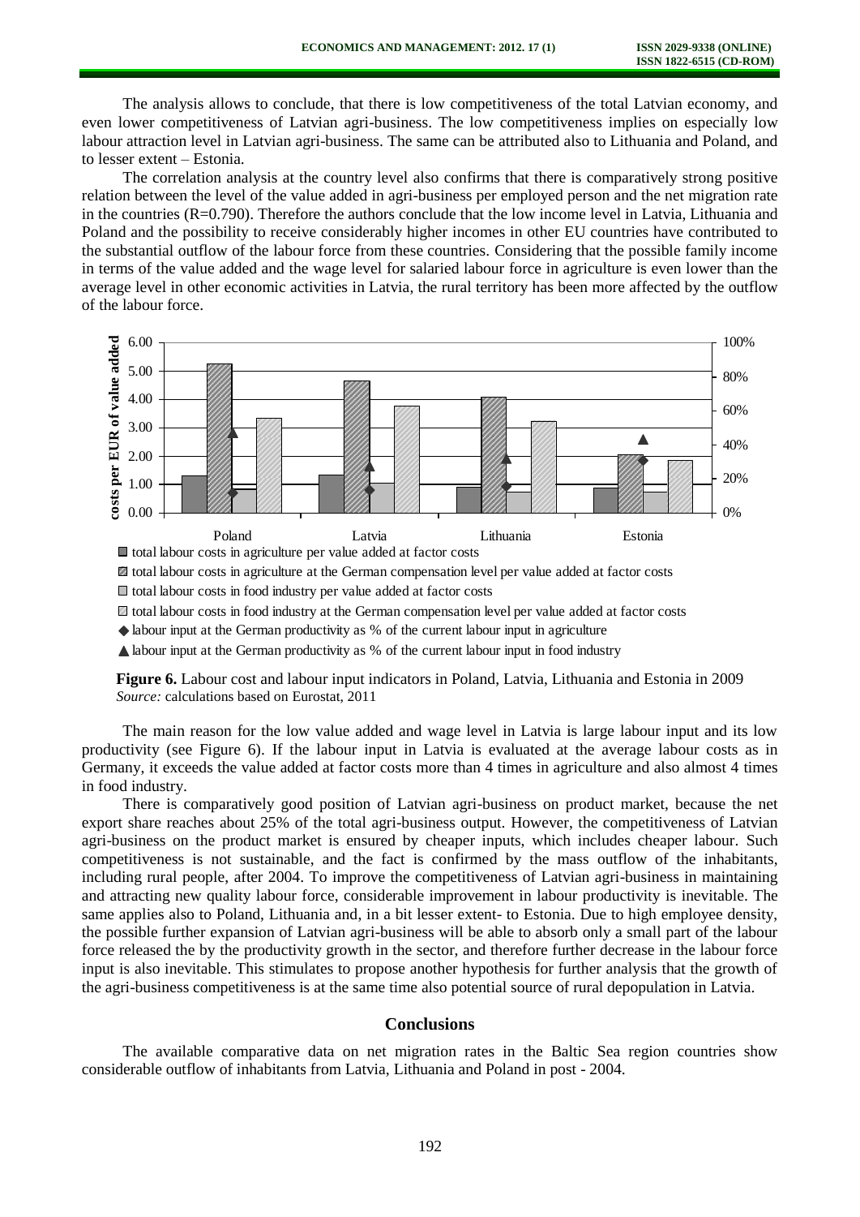The analysis allows to conclude, that there is low competitiveness of the total Latvian economy, and even lower competitiveness of Latvian agri-business. The low competitiveness implies on especially low labour attraction level in Latvian agri-business. The same can be attributed also to Lithuania and Poland, and to lesser extent – Estonia.

The correlation analysis at the country level also confirms that there is comparatively strong positive relation between the level of the value added in agri-business per employed person and the net migration rate in the countries (R=0.790). Therefore the authors conclude that the low income level in Latvia, Lithuania and Poland and the possibility to receive considerably higher incomes in other EU countries have contributed to the substantial outflow of the labour force from these countries. Considering that the possible family income in terms of the value added and the wage level for salaried labour force in agriculture is even lower than the average level in other economic activities in Latvia, the rural territory has been more affected by the outflow of the labour force.

**Figure 6.** Labour cost and labour input indicators in Poland, Latvia, Lithuania and Estonia in 2009
*Source:* calculations based on Eurostat, 2011

The main reason for the low value added and wage level in Latvia is large labour input and its low productivity (see Figure 6). If the labour input in Latvia is evaluated at the average labour costs as in Germany, it exceeds the value added at factor costs more than 4 times in agriculture and also almost 4 times in food industry.

There is comparatively good position of Latvian agri-business on product market, because the net export share reaches about 25% of the total agri-business output. However, the competitiveness of Latvian agri-business on the product market is ensured by cheaper inputs, which includes cheaper labour. Such competitiveness is not sustainable, and the fact is confirmed by the mass outflow of the inhabitants, including rural people, after 2004. To improve the competitiveness of Latvian agri-business in maintaining and attracting new quality labour force, considerable improvement in labour productivity is inevitable. The same applies also to Poland, Lithuania and, in a bit lesser extent- to Estonia. Due to high employee density, the possible further expansion of Latvian agri-business will be able to absorb only a small part of the labour force released the by the productivity growth in the sector, and therefore further decrease in the labour force input is also inevitable. This stimulates to propose another hypothesis for further analysis that the growth of the agri-business competitiveness is at the same time also potential source of rural depopulation in Latvia.

## Conclusions

The available comparative data on net migration rates in the Baltic Sea region countries show considerable outflow of inhabitants from Latvia, Lithuania and Poland in post - 2004.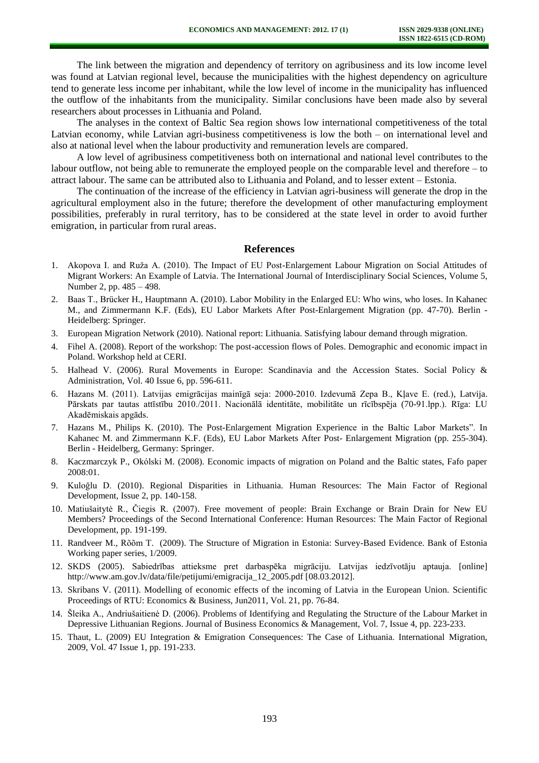The link between the migration and dependency of territory on agribusiness and its low income level was found at Latvian regional level, because the municipalities with the highest dependency on agriculture tend to generate less income per inhabitant, while the low level of income in the municipality has influenced the outflow of the inhabitants from the municipality. Similar conclusions have been made also by several researchers about processes in Lithuania and Poland.

The analyses in the context of Baltic Sea region shows low international competitiveness of the total Latvian economy, while Latvian agri-business competitiveness is low the both – on international level and also at national level when the labour productivity and remuneration levels are compared.

A low level of agribusiness competitiveness both on international and national level contributes to the labour outflow, not being able to remunerate the employed people on the comparable level and therefore – to attract labour. The same can be attributed also to Lithuania and Poland, and to lesser extent – Estonia.

The continuation of the increase of the efficiency in Latvian agri-business will generate the drop in the agricultural employment also in the future; therefore the development of other manufacturing employment possibilities, preferably in rural territory, has to be considered at the state level in order to avoid further emigration, in particular from rural areas.

## References

1. Akopova I. and Ruža A. (2010). The Impact of EU Post-Enlargement Labour Migration on Social Attitudes of Migrant Workers: An Example of Latvia. The International Journal of Interdisciplinary Social Sciences, Volume 5, Number 2, pp. 485 – 498.
2. Baas T., Brücker H., Hauptmann A. (2010). Labor Mobility in the Enlarged EU: Who wins, who loses. In Kahanec M., and Zimmermann K.F. (Eds), EU Labor Markets After Post-Enlargement Migration (pp. 47-70). Berlin - Heidelberg: Springer.
3. European Migration Network (2010). National report: Lithuania. Satisfying labour demand through migration.
4. Fihel A. (2008). Report of the workshop: The post-accession flows of Poles. Demographic and economic impact in Poland. Workshop held at CERI.
5. Halhead V. (2006). Rural Movements in Europe: Scandinavia and the Accession States. Social Policy & Administration, Vol. 40 Issue 6, pp. 596-611.
6. Hazans M. (2011). Latvijas emigrācijas mainīgā seja: 2000-2010. Izdevumā Zepa B., Kļave E. (red.), Latvija. Pārskats par tautas attīstību 2010./2011. Nacionālā identitāte, mobilitāte un rīcībspēja (70-91.lpp.). Rīga: LU Akadēmiskais apgāds.
7. Hazans M., Philips K. (2010). The Post-Enlargement Migration Experience in the Baltic Labor Markets". In Kahanec M. and Zimmermann K.F. (Eds), EU Labor Markets After Post- Enlargement Migration (pp. 255-304). Berlin - Heidelberg, Germany: Springer.
8. Kaczmarczyk P., Okólski M. (2008). Economic impacts of migration on Poland and the Baltic states, Fafo paper 2008:01.
9. Kuloğlu D. (2010). Regional Disparities in Lithuania. Human Resources: The Main Factor of Regional Development, Issue 2, pp. 140-158.
10. Matiušaitytė R., Čiegis R. (2007). Free movement of people: Brain Exchange or Brain Drain for New EU Members? Proceedings of the Second International Conference: Human Resources: The Main Factor of Regional Development, pp. 191-199.
11. Randveer M., Rõõm T. (2009). The Structure of Migration in Estonia: Survey-Based Evidence. Bank of Estonia Working paper series, 1/2009.
12. SKDS (2005). Sabiedrības attieksme pret darbaspēka migrāciju. Latvijas iedzīvotāju aptauja. [online] http://www.am.gov.lv/data/file/petijumi/emigracija_12_2005.pdf [08.03.2012].
13. Skribans V. (2011). Modelling of economic effects of the incoming of Latvia in the European Union. Scientific Proceedings of RTU: Economics & Business, Jun2011, Vol. 21, pp. 76-84.
14. Šleika A., Andriušaitienė D. (2006). Problems of Identifying and Regulating the Structure of the Labour Market in Depressive Lithuanian Regions. Journal of Business Economics & Management, Vol. 7, Issue 4, pp. 223-233.
15. Thaut, L. (2009) EU Integration & Emigration Consequences: The Case of Lithuania. International Migration, 2009, Vol. 47 Issue 1, pp. 191-233.